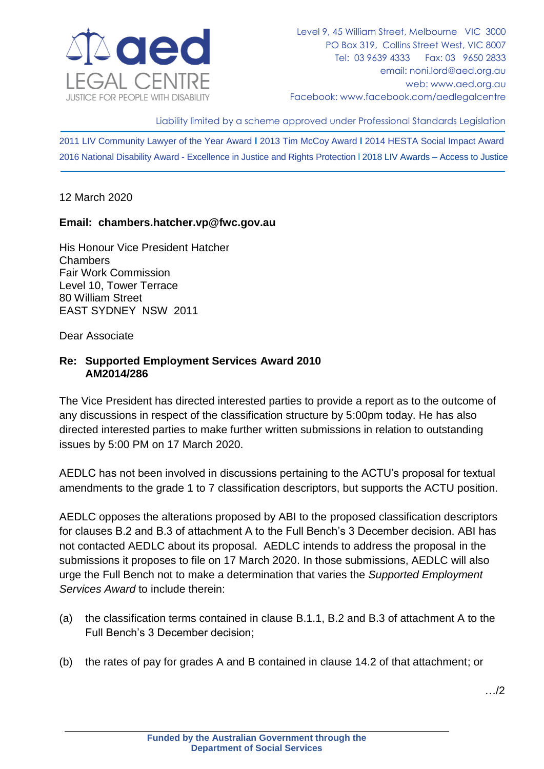aed LEGAL CENTRE
JUSTICE FOR PEOPLE WITH DISABILITY

Level 9, 45 William Street, Melbourne VIC 3000
PO Box 319, Collins Street West, VIC 8007
Tel: 03 9639 4333 Fax: 03 9650 2833
email: noni.lord@aed.org.au
web: www.aed.org.au
Facebook: www.facebook.com/aedlegalcentre

Liability limited by a scheme approved under Professional Standards Legislation

2011 LIV Community Lawyer of the Year Award | 2013 Tim McCoy Award | 2014 HESTA Social Impact Award
2016 National Disability Award - Excellence in Justice and Rights Protection | 2018 LIV Awards – Access to Justice

12 March 2020

**Email: chambers.hatcher.vp@fwc.gov.au**

His Honour Vice President Hatcher
Chambers
Fair Work Commission
Level 10, Tower Terrace
80 William Street
EAST SYDNEY NSW 2011

Dear Associate

**Re: Supported Employment Services Award 2010**
**AM2014/286**

The Vice President has directed interested parties to provide a report as to the outcome of any discussions in respect of the classification structure by 5:00pm today. He has also directed interested parties to make further written submissions in relation to outstanding issues by 5:00 PM on 17 March 2020.

AEDLC has not been involved in discussions pertaining to the ACTU's proposal for textual amendments to the grade 1 to 7 classification descriptors, but supports the ACTU position.

AEDLC opposes the alterations proposed by ABI to the proposed classification descriptors for clauses B.2 and B.3 of attachment A to the Full Bench's 3 December decision. ABI has not contacted AEDLC about its proposal. AEDLC intends to address the proposal in the submissions it proposes to file on 17 March 2020. In those submissions, AEDLC will also urge the Full Bench not to make a determination that varies the *Supported Employment Services Award* to include therein:

(a) the classification terms contained in clause B.1.1, B.2 and B.3 of attachment A to the Full Bench's 3 December decision;

(b) the rates of pay for grades A and B contained in clause 14.2 of that attachment; or

…/2

Funded by the Australian Government through the Department of Social Services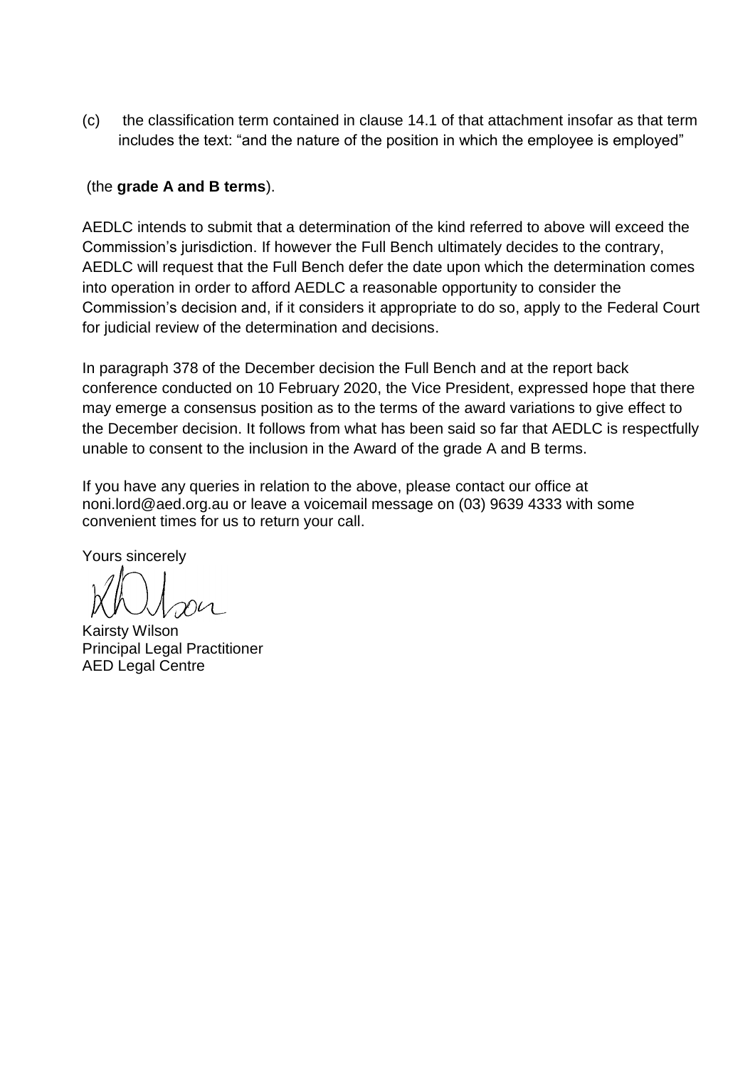(c) the classification term contained in clause 14.1 of that attachment insofar as that term includes the text: “and the nature of the position in which the employee is employed”

(the **grade A and B terms**).

AEDLC intends to submit that a determination of the kind referred to above will exceed the Commission’s jurisdiction. If however the Full Bench ultimately decides to the contrary, AEDLC will request that the Full Bench defer the date upon which the determination comes into operation in order to afford AEDLC a reasonable opportunity to consider the Commission’s decision and, if it considers it appropriate to do so, apply to the Federal Court for judicial review of the determination and decisions.

In paragraph 378 of the December decision the Full Bench and at the report back conference conducted on 10 February 2020, the Vice President, expressed hope that there may emerge a consensus position as to the terms of the award variations to give effect to the December decision. It follows from what has been said so far that AEDLC is respectfully unable to consent to the inclusion in the Award of the grade A and B terms.

If you have any queries in relation to the above, please contact our office at noni.lord@aed.org.au or leave a voicemail message on (03) 9639 4333 with some convenient times for us to return your call.

Yours sincerely

Kairsty Wilson
Principal Legal Practitioner
AED Legal Centre